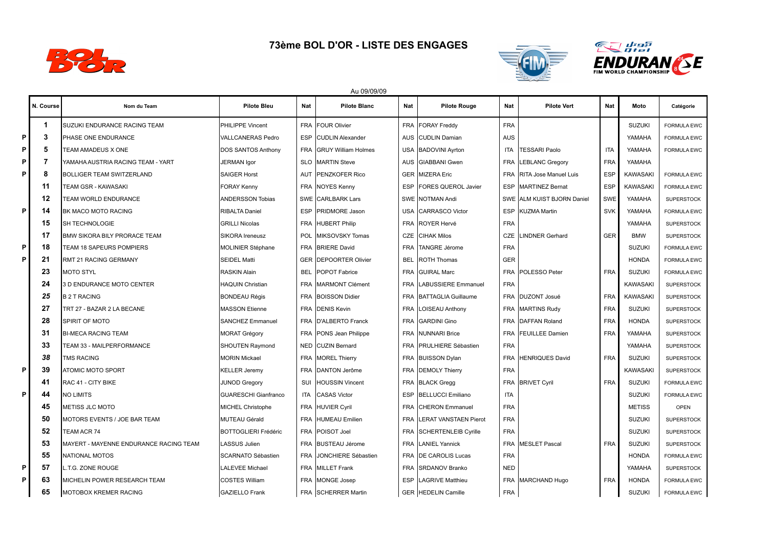# 73ème BOL D'OR - LISTE DES ENGAGES

Au 09/09/09

| | N. Course | Nom du Team | Pilote Bleu | Nat | Pilote Blanc | Nat | Pilote Rouge | Nat | Pilote Vert | Nat | Moto | Catégorie |
|---|---|---|---|---|---|---|---|---|---|---|---|---|
| | 1 | SUZUKI ENDURANCE RACING TEAM | PHILIPPE Vincent | FRA | FOUR Olivier | FRA | FORAY Freddy | FRA | | | SUZUKI | FORMULA EWC |
| P | 3 | PHASE ONE ENDURANCE | VALLCANERAS Pedro | ESP | CUDLIN Alexander | AUS | CUDLIN Damian | AUS | | | YAMAHA | FORMULA EWC |
| P | 5 | TEAM AMADEUS X ONE | DOS SANTOS Anthony | FRA | GRUY William Holmes | USA | BADOVINI Ayrton | ITA | TESSARI Paolo | ITA | YAMAHA | FORMULA EWC |
| P | 7 | YAMAHA AUSTRIA RACING TEAM - YART | JERMAN Igor | SLO | MARTIN Steve | AUS | GIABBANI Gwen | FRA | LEBLANC Gregory | FRA | YAMAHA | |
| P | 8 | BOLLIGER TEAM SWITZERLAND | SAIGER Horst | AUT | PENZKOFER Rico | GER | MIZERA Eric | FRA | RITA Jose Manuel Luis | ESP | KAWASAKI | FORMULA EWC |
| | 11 | TEAM GSR - KAWASAKI | FORAY Kenny | FRA | NOYES Kenny | ESP | FORES QUEROL Javier | ESP | MARTINEZ Bernat | ESP | KAWASAKI | FORMULA EWC |
| | 12 | TEAM WORLD ENDURANCE | ANDERSSON Tobias | SWE | CARLBARK Lars | SWE | NOTMAN Andi | SWE | ALM KUIST BJORN Daniel | SWE | YAMAHA | SUPERSTOCK |
| P | 14 | BK MACO MOTO RACING | RIBALTA Daniel | ESP | PRIDMORE Jason | USA | CARRASCO Victor | ESP | KUZMA Martin | SVK | YAMAHA | FORMULA EWC |
| | 15 | SH TECHNOLOGIE | GRILLI Nicolas | FRA | HUBERT Philip | FRA | ROYER Hervé | FRA | | | YAMAHA | SUPERSTOCK |
| | 17 | BMW SIKORA BILY PRORACE TEAM | SIKORA Ireneusz | POL | MIKSOVSKY Tomas | CZE | CIHAK Milos | CZE | LINDNER Gerhard | GER | BMW | SUPERSTOCK |
| P | 18 | TEAM 18 SAPEURS POMPIERS | MOLINIER Stéphane | FRA | BRIERE David | FRA | TANGRE Jérome | FRA | | | SUZUKI | FORMULA EWC |
| P | 21 | RMT 21 RACING GERMANY | SEIDEL Matti | GER | DEPOORTER Olivier | BEL | ROTH Thomas | GER | | | HONDA | FORMULA EWC |
| | 23 | MOTO STYL | RASKIN Alain | BEL | POPOT Fabrice | FRA | GUIRAL Marc | FRA | POLESSO Peter | FRA | SUZUKI | FORMULA EWC |
| | 24 | 3 D ENDURANCE MOTO CENTER | HAQUIN Christian | FRA | MARMONT Clément | FRA | LABUSSIERE Emmanuel | FRA | | | KAWASAKI | SUPERSTOCK |
| | *25* | B 2 T RACING | BONDEAU Régis | FRA | BOISSON Didier | FRA | BATTAGLIA Guillaume | FRA | DUZONT Josué | FRA | KAWASAKI | SUPERSTOCK |
| | 27 | TRT 27 - BAZAR 2 LA BECANE | MASSON Etienne | FRA | DENIS Kevin | FRA | LOISEAU Anthony | FRA | MARTINS Rudy | FRA | SUZUKI | SUPERSTOCK |
| | 28 | SPIRIT OF MOTO | SANCHEZ Emmanuel | FRA | D'ALBERTO Franck | FRA | GARDINI Gino | FRA | DAFFAN Roland | FRA | HONDA | SUPERSTOCK |
| | 31 | BI-MECA RACING TEAM | MORAT Grégory | FRA | PONS Jean Philippe | FRA | NUNNARI Brice | FRA | FEUILLEE Damien | FRA | YAMAHA | SUPERSTOCK |
| | 33 | TEAM 33 - MAILPERFORMANCE | SHOUTEN Raymond | NED | CUZIN Bernard | FRA | PRULHIERE Sébastien | FRA | | | YAMAHA | SUPERSTOCK |
| | *38* | TMS RACING | MORIN Mickael | FRA | MOREL Thierry | FRA | BUISSON Dylan | FRA | HENRIQUES David | FRA | SUZUKI | SUPERSTOCK |
| P | 39 | ATOMIC MOTO SPORT | KELLER Jeremy | FRA | DANTON Jerôme | FRA | DEMOLY Thierry | FRA | | | KAWASAKI | SUPERSTOCK |
| | 41 | RAC 41 - CITY BIKE | JUNOD Gregory | SUI | HOUSSIN Vincent | FRA | BLACK Gregg | FRA | BRIVET Cyril | FRA | SUZUKI | FORMULA EWC |
| P | 44 | NO LIMITS | GUARESCHI Gianfranco | ITA | CASAS Victor | ESP | BELLUCCI Emiliano | ITA | | | SUZUKI | FORMULA EWC |
| | 45 | METISS JLC MOTO | MICHEL Christophe | FRA | HUVIER Cyril | FRA | CHERON Emmanuel | FRA | | | METISS | OPEN |
| | 50 | MOTORS EVENTS / JOE BAR TEAM | MUTEAU Gérald | FRA | HUMEAU Emilien | FRA | LERAT VANSTAEN Pierot | FRA | | | SUZUKI | SUPERSTOCK |
| | 52 | TEAM ACR 74 | BOTTOGLIERI Frédéric | FRA | POISOT Joel | FRA | SCHERTENLEIB Cyrille | FRA | | | SUZUKI | SUPERSTOCK |
| | 53 | MAYERT - MAYENNE ENDURANCE RACING TEAM | LASSUS Julien | FRA | BUSTEAU Jérome | FRA | LANIEL Yannick | FRA | MESLET Pascal | FRA | SUZUKI | SUPERSTOCK |
| | 55 | NATIONAL MOTOS | SCARNATO Sébastien | FRA | JONCHIERE Sébastien | FRA | DE CAROLIS Lucas | FRA | | | HONDA | FORMULA EWC |
| P | 57 | L.T.G. ZONE ROUGE | LALEVEE Michael | FRA | MILLET Frank | FRA | SRDANOV Branko | NED | | | YAMAHA | SUPERSTOCK |
| P | 63 | MICHELIN POWER RESEARCH TEAM | COSTES William | FRA | MONGE Josep | ESP | LAGRIVE Matthieu | FRA | MARCHAND Hugo | FRA | HONDA | FORMULA EWC |
| | 65 | MOTOBOX KREMER RACING | GAZIELLO Frank | FRA | SCHERRER Martin | GER | HEDELIN Camille | FRA | | | SUZUKI | FORMULA EWC |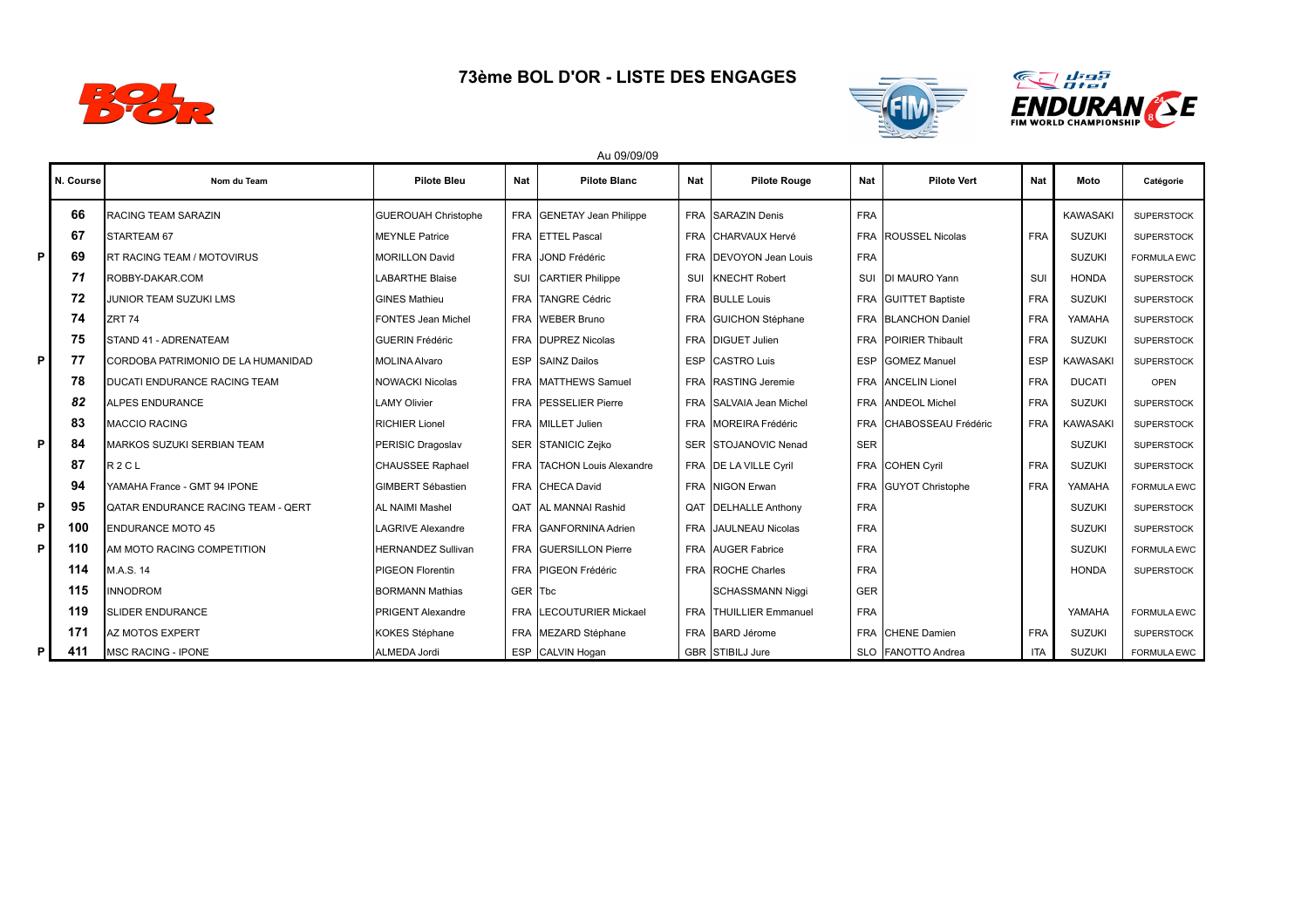# 73ème BOL D'OR - LISTE DES ENGAGES

Au 09/09/09

| | N. Course | Nom du Team | Pilote Bleu | Nat | Pilote Blanc | Nat | Pilote Rouge | Nat | Pilote Vert | Nat | Moto | Catégorie |
|---|---|---|---|---|---|---|---|---|---|---|---|---|
| | 66 | RACING TEAM SARAZIN | GUEROUAH Christophe | FRA | GENETAY Jean Philippe | FRA | SARAZIN Denis | FRA | | | KAWASAKI | SUPERSTOCK |
| | 67 | STARTEAM 67 | MEYNLE Patrice | FRA | ETTEL Pascal | FRA | CHARVAUX Hervé | FRA | ROUSSEL Nicolas | FRA | SUZUKI | SUPERSTOCK |
| P | 69 | RT RACING TEAM / MOTOVIRUS | MORILLON David | FRA | JOND Frédéric | FRA | DEVOYON Jean Louis | FRA | | | SUZUKI | FORMULA EWC |
| | 71 | ROBBY-DAKAR.COM | LABARTHE Blaise | SUI | CARTIER Philippe | SUI | KNECHT Robert | SUI | DI MAURO Yann | SUI | HONDA | SUPERSTOCK |
| | 72 | JUNIOR TEAM SUZUKI LMS | GINES Mathieu | FRA | TANGRE Cédric | FRA | BULLE Louis | FRA | GUITTET Baptiste | FRA | SUZUKI | SUPERSTOCK |
| | 74 | ZRT 74 | FONTES Jean Michel | FRA | WEBER Bruno | FRA | GUICHON Stéphane | FRA | BLANCHON Daniel | FRA | YAMAHA | SUPERSTOCK |
| | 75 | STAND 41 - ADRENATEAM | GUERIN Frédéric | FRA | DUPREZ Nicolas | FRA | DIGUET Julien | FRA | POIRIER Thibault | FRA | SUZUKI | SUPERSTOCK |
| P | 77 | CORDOBA PATRIMONIO DE LA HUMANIDAD | MOLINA Alvaro | ESP | SAINZ Dailos | ESP | CASTRO Luis | ESP | GOMEZ Manuel | ESP | KAWASAKI | SUPERSTOCK |
| | 78 | DUCATI ENDURANCE RACING TEAM | NOWACKI Nicolas | FRA | MATTHEWS Samuel | FRA | RASTING Jeremie | FRA | ANCELIN Lionel | FRA | DUCATI | OPEN |
| | 82 | ALPES ENDURANCE | LAMY Olivier | FRA | PESSELIER Pierre | FRA | SALVAIA Jean Michel | FRA | ANDEOL Michel | FRA | SUZUKI | SUPERSTOCK |
| | 83 | MACCIO RACING | RICHIER Lionel | FRA | MILLET Julien | FRA | MOREIRA Frédéric | FRA | CHABOSSEAU Frédéric | FRA | KAWASAKI | SUPERSTOCK |
| P | 84 | MARKOS SUZUKI SERBIAN TEAM | PERISIC Dragoslav | SER | STANICIC Zejko | SER | STOJANOVIC Nenad | SER | | | SUZUKI | SUPERSTOCK |
| | 87 | R 2 C L | CHAUSSEE Raphael | FRA | TACHON Louis Alexandre | FRA | DE LA VILLE Cyril | FRA | COHEN Cyril | FRA | SUZUKI | SUPERSTOCK |
| | 94 | YAMAHA France - GMT 94 IPONE | GIMBERT Sébastien | FRA | CHECA David | FRA | NIGON Erwan | FRA | GUYOT Christophe | FRA | YAMAHA | FORMULA EWC |
| P | 95 | QATAR ENDURANCE RACING TEAM - QERT | AL NAIMI Mashel | QAT | AL MANNAI Rashid | QAT | DELHALLE Anthony | FRA | | | SUZUKI | SUPERSTOCK |
| P | 100 | ENDURANCE MOTO 45 | LAGRIVE Alexandre | FRA | GANFORNINA Adrien | FRA | JAULNEAU Nicolas | FRA | | | SUZUKI | SUPERSTOCK |
| P | 110 | AM MOTO RACING COMPETITION | HERNANDEZ Sullivan | FRA | GUERSILLON Pierre | FRA | AUGER Fabrice | FRA | | | SUZUKI | FORMULA EWC |
| | 114 | M.A.S. 14 | PIGEON Florentin | FRA | PIGEON Frédéric | FRA | ROCHE Charles | FRA | | | HONDA | SUPERSTOCK |
| | 115 | INNODROM | BORMANN Mathias | GER | Tbc | | SCHASSMANN Niggi | GER | | | | |
| | 119 | SLIDER ENDURANCE | PRIGENT Alexandre | FRA | LECOUTURIER Mickael | FRA | THUILLIER Emmanuel | FRA | | | YAMAHA | FORMULA EWC |
| | 171 | AZ MOTOS EXPERT | KOKES Stéphane | FRA | MEZARD Stéphane | FRA | BARD Jérome | FRA | CHENE Damien | FRA | SUZUKI | SUPERSTOCK |
| P | 411 | MSC RACING - IPONE | ALMEDA Jordi | ESP | CALVIN Hogan | GBR | STIBILJ Jure | SLO | FANOTTO Andrea | ITA | SUZUKI | FORMULA EWC |